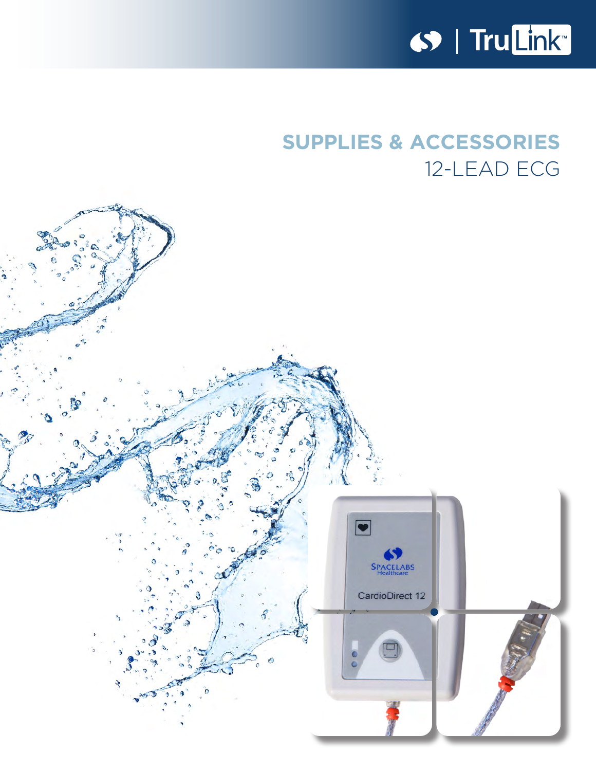TruLink™

# SUPPLIES & ACCESSORIES

## 12-LEAD ECG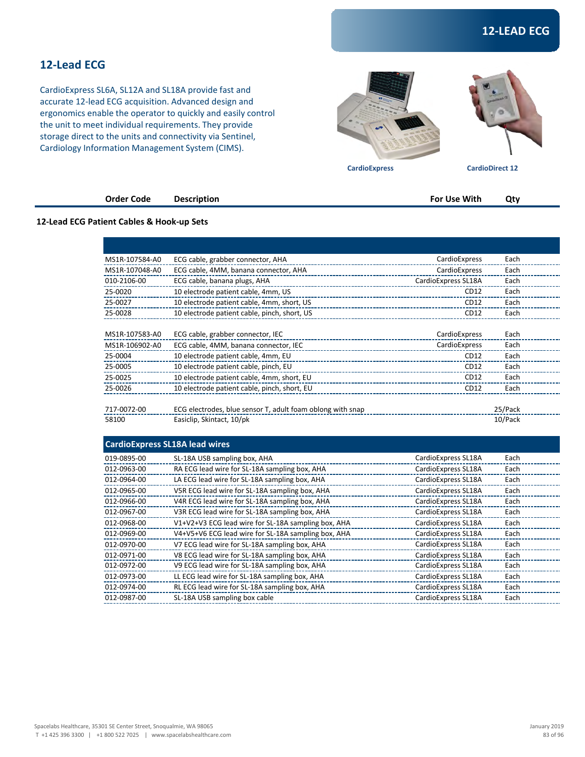## 12-LEAD ECG

# 12-Lead ECG

CardioExpress SL6A, SL12A and SL18A provide fast and accurate 12-lead ECG acquisition. Advanced design and ergonomics enable the operator to quickly and easily control the unit to meet individual requirements. They provide storage direct to the units and connectivity via Sentinel, Cardiology Information Management System (CIMS).

CardioExpress

CardioDirect 12

### 12-Lead ECG Patient Cables & Hook-up Sets

| Order Code | Description | For Use With | Qty |
|---|---|---|---|
| MS1R-107584-A0 | ECG cable, grabber connector, AHA | CardioExpress | Each |
| MS1R-107048-A0 | ECG cable, 4MM, banana connector, AHA | CardioExpress | Each |
| 010-2106-00 | ECG cable, banana plugs, AHA | CardioExpress SL18A | Each |
| 25-0020 | 10 electrode patient cable, 4mm, US | CD12 | Each |
| 25-0027 | 10 electrode patient cable, 4mm, short, US | CD12 | Each |
| 25-0028 | 10 electrode patient cable, pinch, short, US | CD12 | Each |
| MS1R-107583-A0 | ECG cable, grabber connector, IEC | CardioExpress | Each |
| MS1R-106902-A0 | ECG cable, 4MM, banana connector, IEC | CardioExpress | Each |
| 25-0004 | 10 electrode patient cable, 4mm, EU | CD12 | Each |
| 25-0005 | 10 electrode patient cable, pinch, EU | CD12 | Each |
| 25-0025 | 10 electrode patient cable, 4mm, short, EU | CD12 | Each |
| 25-0026 | 10 electrode patient cable, pinch, short, EU | CD12 | Each |
| 717-0072-00 | ECG electrodes, blue sensor T, adult foam oblong with snap | | 25/Pack |
| 58100 | Easiclip, Skintact, 10/pk | | 10/Pack |

### CardioExpress SL18A lead wires

| Order Code | Description | For Use With | Qty |
|---|---|---|---|
| 019-0895-00 | SL-18A USB sampling box, AHA | CardioExpress SL18A | Each |
| 012-0963-00 | RA ECG lead wire for SL-18A sampling box, AHA | CardioExpress SL18A | Each |
| 012-0964-00 | LA ECG lead wire for SL-18A sampling box, AHA | CardioExpress SL18A | Each |
| 012-0965-00 | V5R ECG lead wire for SL-18A sampling box, AHA | CardioExpress SL18A | Each |
| 012-0966-00 | V4R ECG lead wire for SL-18A sampling box, AHA | CardioExpress SL18A | Each |
| 012-0967-00 | V3R ECG lead wire for SL-18A sampling box, AHA | CardioExpress SL18A | Each |
| 012-0968-00 | V1+V2+V3 ECG lead wire for SL-18A sampling box, AHA | CardioExpress SL18A | Each |
| 012-0969-00 | V4+V5+V6 ECG lead wire for SL-18A sampling box, AHA | CardioExpress SL18A | Each |
| 012-0970-00 | V7 ECG lead wire for SL-18A sampling box, AHA | CardioExpress SL18A | Each |
| 012-0971-00 | V8 ECG lead wire for SL-18A sampling box, AHA | CardioExpress SL18A | Each |
| 012-0972-00 | V9 ECG lead wire for SL-18A sampling box, AHA | CardioExpress SL18A | Each |
| 012-0973-00 | LL ECG lead wire for SL-18A sampling box, AHA | CardioExpress SL18A | Each |
| 012-0974-00 | RL ECG lead wire for SL-18A sampling box, AHA | CardioExpress SL18A | Each |
| 012-0987-00 | SL-18A USB sampling box cable | CardioExpress SL18A | Each |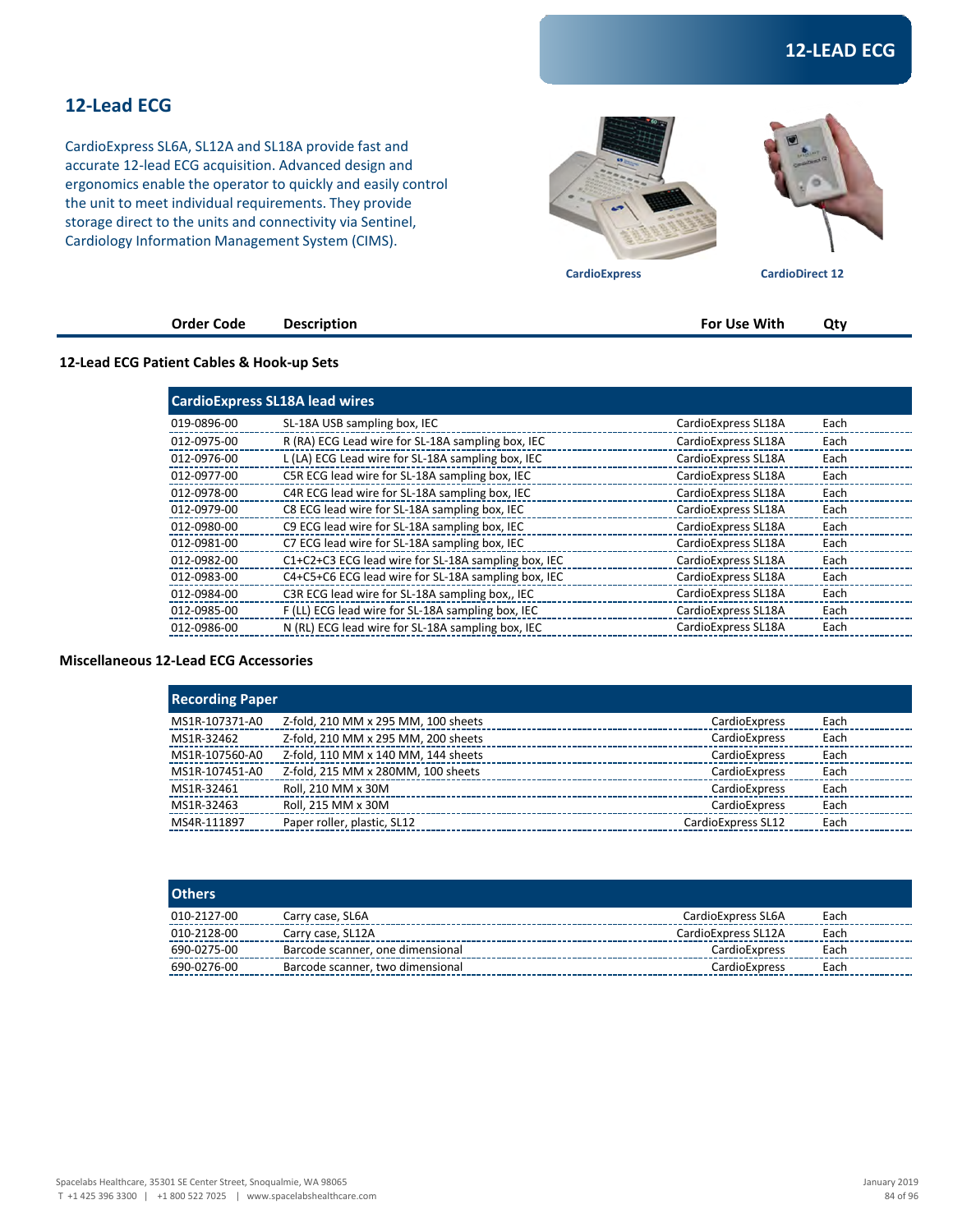## 12-LEAD ECG

# 12-Lead ECG

CardioExpress SL6A, SL12A and SL18A provide fast and accurate 12-lead ECG acquisition. Advanced design and ergonomics enable the operator to quickly and easily control the unit to meet individual requirements. They provide storage direct to the units and connectivity via Sentinel, Cardiology Information Management System (CIMS).

CardioExpress

CardioDirect 12

### 12-Lead ECG Patient Cables & Hook-up Sets

| Order Code | Description | For Use With | Qty |
|---|---|---|---|
| **CardioExpress SL18A lead wires** | | | |
| 019-0896-00 | SL-18A USB sampling box, IEC | CardioExpress SL18A | Each |
| 012-0975-00 | R (RA) ECG Lead wire for SL-18A sampling box, IEC | CardioExpress SL18A | Each |
| 012-0976-00 | L (LA) ECG Lead wire for SL-18A sampling box, IEC | CardioExpress SL18A | Each |
| 012-0977-00 | C5R ECG lead wire for SL-18A sampling box, IEC | CardioExpress SL18A | Each |
| 012-0978-00 | C4R ECG lead wire for SL-18A sampling box, IEC | CardioExpress SL18A | Each |
| 012-0979-00 | C8 ECG lead wire for SL-18A sampling box, IEC | CardioExpress SL18A | Each |
| 012-0980-00 | C9 ECG lead wire for SL-18A sampling box, IEC | CardioExpress SL18A | Each |
| 012-0981-00 | C7 ECG lead wire for SL-18A sampling box, IEC | CardioExpress SL18A | Each |
| 012-0982-00 | C1+C2+C3 ECG lead wire for SL-18A sampling box, IEC | CardioExpress SL18A | Each |
| 012-0983-00 | C4+C5+C6 ECG lead wire for SL-18A sampling box, IEC | CardioExpress SL18A | Each |
| 012-0984-00 | C3R ECG lead wire for SL-18A sampling box,, IEC | CardioExpress SL18A | Each |
| 012-0985-00 | F (LL) ECG lead wire for SL-18A sampling box, IEC | CardioExpress SL18A | Each |
| 012-0986-00 | N (RL) ECG lead wire for SL-18A sampling box, IEC | CardioExpress SL18A | Each |

### Miscellaneous 12-Lead ECG Accessories

| Order Code | Description | For Use With | Qty |
|---|---|---|---|
| **Recording Paper** | | | |
| MS1R-107371-A0 | Z-fold, 210 MM x 295 MM, 100 sheets | CardioExpress | Each |
| MS1R-32462 | Z-fold, 210 MM x 295 MM, 200 sheets | CardioExpress | Each |
| MS1R-107560-A0 | Z-fold, 110 MM x 140 MM, 144 sheets | CardioExpress | Each |
| MS1R-107451-A0 | Z-fold, 215 MM x 280MM, 100 sheets | CardioExpress | Each |
| MS1R-32461 | Roll, 210 MM x 30M | CardioExpress | Each |
| MS1R-32463 | Roll, 215 MM x 30M | CardioExpress | Each |
| MS4R-111897 | Paper roller, plastic, SL12 | CardioExpress SL12 | Each |

| Order Code | Description | For Use With | Qty |
|---|---|---|---|
| **Others** | | | |
| 010-2127-00 | Carry case, SL6A | CardioExpress SL6A | Each |
| 010-2128-00 | Carry case, SL12A | CardioExpress SL12A | Each |
| 690-0275-00 | Barcode scanner, one dimensional | CardioExpress | Each |
| 690-0276-00 | Barcode scanner, two dimensional | CardioExpress | Each |

Spacelabs Healthcare, 35301 SE Center Street, Snoqualmie, WA 98065
T +1 425 396 3300 | +1 800 522 7025 | www.spacelabshealthcare.com

January 2019